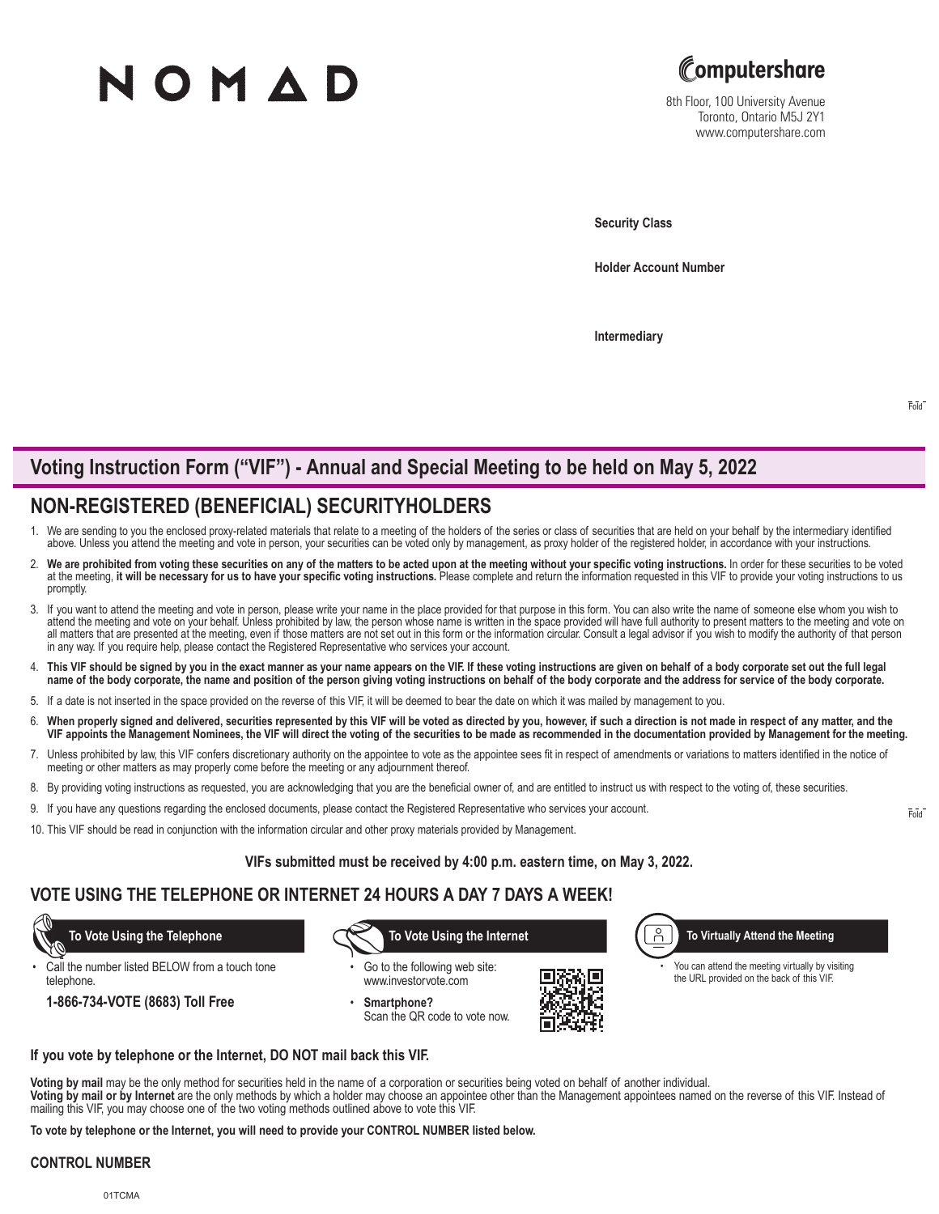# NOMAD

**Computershare**

8th Floor, 100 University Avenue
Toronto, Ontario M5J 2Y1
www.computershare.com

**Security Class**

**Holder Account Number**

**Intermediary**

## Voting Instruction Form ("VIF") - Annual and Special Meeting to be held on May 5, 2022

## NON-REGISTERED (BENEFICIAL) SECURITYHOLDERS

1. We are sending to you the enclosed proxy-related materials that relate to a meeting of the holders of the series or class of securities that are held on your behalf by the intermediary identified above. Unless you attend the meeting and vote in person, your securities can be voted only by management, as proxy holder of the registered holder, in accordance with your instructions.
2. **We are prohibited from voting these securities on any of the matters to be acted upon at the meeting without your specific voting instructions.** In order for these securities to be voted at the meeting, **it will be necessary for us to have your specific voting instructions.** Please complete and return the information requested in this VIF to provide your voting instructions to us promptly.
3. If you want to attend the meeting and vote in person, please write your name in the place provided for that purpose in this form. You can also write the name of someone else whom you wish to attend the meeting and vote on your behalf. Unless prohibited by law, the person whose name is written in the space provided will have full authority to present matters to the meeting and vote on all matters that are presented at the meeting, even if those matters are not set out in this form or the information circular. Consult a legal advisor if you wish to modify the authority of that person in any way. If you require help, please contact the Registered Representative who services your account.
4. **This VIF should be signed by you in the exact manner as your name appears on the VIF. If these voting instructions are given on behalf of a body corporate set out the full legal name of the body corporate, the name and position of the person giving voting instructions on behalf of the body corporate and the address for service of the body corporate.**
5. If a date is not inserted in the space provided on the reverse of this VIF, it will be deemed to bear the date on which it was mailed by management to you.
6. **When properly signed and delivered, securities represented by this VIF will be voted as directed by you, however, if such a direction is not made in respect of any matter, and the VIF appoints the Management Nominees, the VIF will direct the voting of the securities to be made as recommended in the documentation provided by Management for the meeting.**
7. Unless prohibited by law, this VIF confers discretionary authority on the appointee to vote as the appointee sees fit in respect of amendments or variations to matters identified in the notice of meeting or other matters as may properly come before the meeting or any adjournment thereof.
8. By providing voting instructions as requested, you are acknowledging that you are the beneficial owner of, and are entitled to instruct us with respect to the voting of, these securities.
9. If you have any questions regarding the enclosed documents, please contact the Registered Representative who services your account.
10. This VIF should be read in conjunction with the information circular and other proxy materials provided by Management.

**VIFs submitted must be received by 4:00 p.m. eastern time, on May 3, 2022.**

## VOTE USING THE TELEPHONE OR INTERNET 24 HOURS A DAY 7 DAYS A WEEK!

**To Vote Using the Telephone**

- Call the number listed BELOW from a touch tone telephone.

**1-866-734-VOTE (8683) Toll Free**

**To Vote Using the Internet**

- Go to the following web site: www.investorvote.com
- **Smartphone?** Scan the QR code to vote now.

**To Virtually Attend the Meeting**

- You can attend the meeting virtually by visiting the URL provided on the back of this VIF.

**If you vote by telephone or the Internet, DO NOT mail back this VIF.**

**Voting by mail** may be the only method for securities held in the name of a corporation or securities being voted on behalf of another individual.
**Voting by mail or by Internet** are the only methods by which a holder may choose an appointee other than the Management appointees named on the reverse of this VIF. Instead of mailing this VIF, you may choose one of the two voting methods outlined above to vote this VIF.

**To vote by telephone or the Internet, you will need to provide your CONTROL NUMBER listed below.**

**CONTROL NUMBER**

01TCMA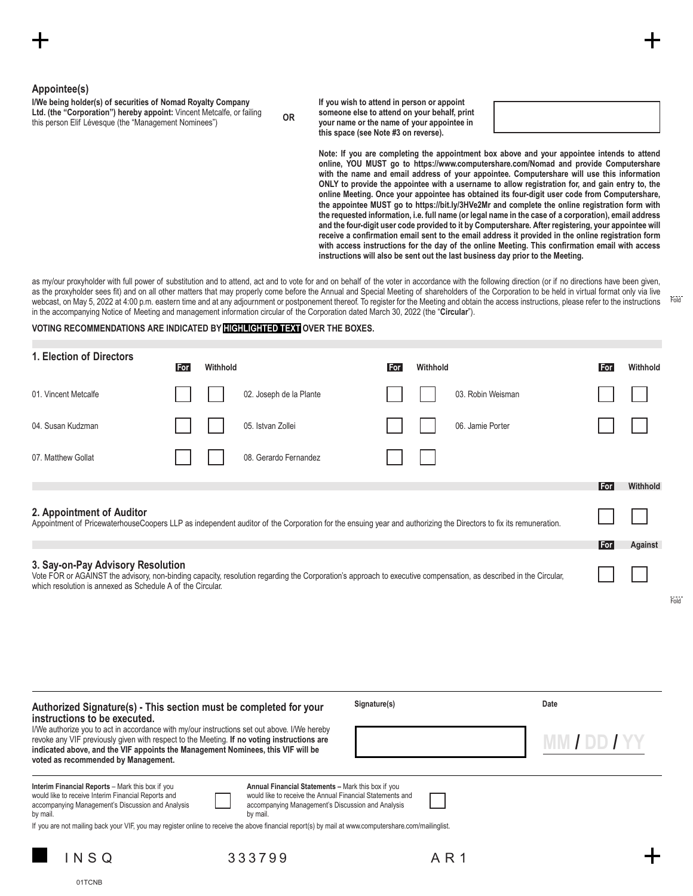## Appointee(s)

**I/We being holder(s) of securities of Nomad Royalty Company Ltd. (the "Corporation") hereby appoint:** Vincent Metcalfe, or failing this person Elif Lévesque (the "Management Nominees")

**OR**

**If you wish to attend in person or appoint someone else to attend on your behalf, print your name or the name of your appointee in this space (see Note #3 on reverse).**

**Note: If you are completing the appointment box above and your appointee intends to attend online, YOU MUST go to https://www.computershare.com/Nomad and provide Computershare with the name and email address of your appointee. Computershare will use this information ONLY to provide the appointee with a username to allow registration for, and gain entry to, the online Meeting. Once your appointee has obtained its four-digit user code from Computershare, the appointee MUST go to https://bit.ly/3HVe2Mr and complete the online registration form with the requested information, i.e. full name (or legal name in the case of a corporation), email address and the four-digit user code provided to it by Computershare. After registering, your appointee will receive a confirmation email sent to the email address it provided in the online registration form with access instructions for the day of the online Meeting. This confirmation email with access instructions will also be sent out the last business day prior to the Meeting.**

as my/our proxyholder with full power of substitution and to attend, act and to vote for and on behalf of the voter in accordance with the following direction (or if no directions have been given, as the proxyholder sees fit) and on all other matters that may properly come before the Annual and Special Meeting of shareholders of the Corporation to be held in virtual format only via live webcast, on May 5, 2022 at 4:00 p.m. eastern time and at any adjournment or postponement thereof. To register for the Meeting and obtain the access instructions, please refer to the instructions in the accompanying Notice of Meeting and management information circular of the Corporation dated March 30, 2022 (the "**Circular**").

**VOTING RECOMMENDATIONS ARE INDICATED BY HIGHLIGHTED TEXT OVER THE BOXES.**

### 1. Election of Directors

| | For | Withhold | | For | Withhold | | For | Withhold |
|---|---|---|---|---|---|---|---|---|
| 01. Vincent Metcalfe | ☐ | ☐ | 02. Joseph de la Plante | ☐ | ☐ | 03. Robin Weisman | ☐ | ☐ |
| 04. Susan Kudzman | ☐ | ☐ | 05. Istvan Zollei | ☐ | ☐ | 06. Jamie Porter | ☐ | ☐ |
| 07. Matthew Gollat | ☐ | ☐ | 08. Gerardo Fernandez | ☐ | ☐ | | | |

### 2. Appointment of Auditor

Appointment of PricewaterhouseCoopers LLP as independent auditor of the Corporation for the ensuing year and authorizing the Directors to fix its remuneration.

For ☐ Withhold ☐

### 3. Say-on-Pay Advisory Resolution

Vote FOR or AGAINST the advisory, non-binding capacity, resolution regarding the Corporation's approach to executive compensation, as described in the Circular, which resolution is annexed as Schedule A of the Circular.

For ☐ Against ☐

### Authorized Signature(s) - This section must be completed for your instructions to be executed.

I/We authorize you to act in accordance with my/our instructions set out above. I/We hereby revoke any VIF previously given with respect to the Meeting. **If no voting instructions are indicated above, and the VIF appoints the Management Nominees, this VIF will be voted as recommended by Management.**

Signature(s)

Date

MM / DD / YY

**Interim Financial Reports** – Mark this box if you would like to receive Interim Financial Reports and accompanying Management's Discussion and Analysis by mail. ☐

**Annual Financial Statements** – Mark this box if you would like to receive the Annual Financial Statements and accompanying Management's Discussion and Analysis by mail. ☐

If you are not mailing back your VIF, you may register online to receive the above financial report(s) by mail at www.computershare.com/mailinglist.

INSQ 333799 AR1

01TCNB